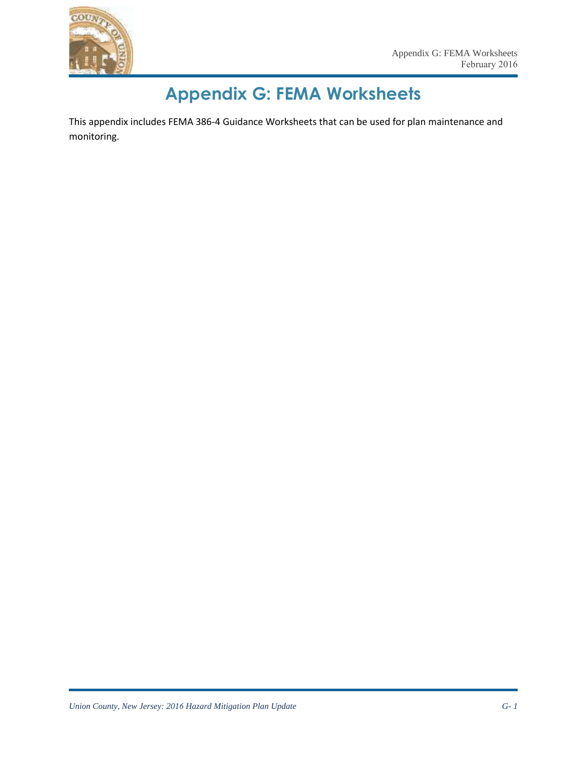# Appendix G: FEMA Worksheets

This appendix includes FEMA 386-4 Guidance Worksheets that can be used for plan maintenance and monitoring.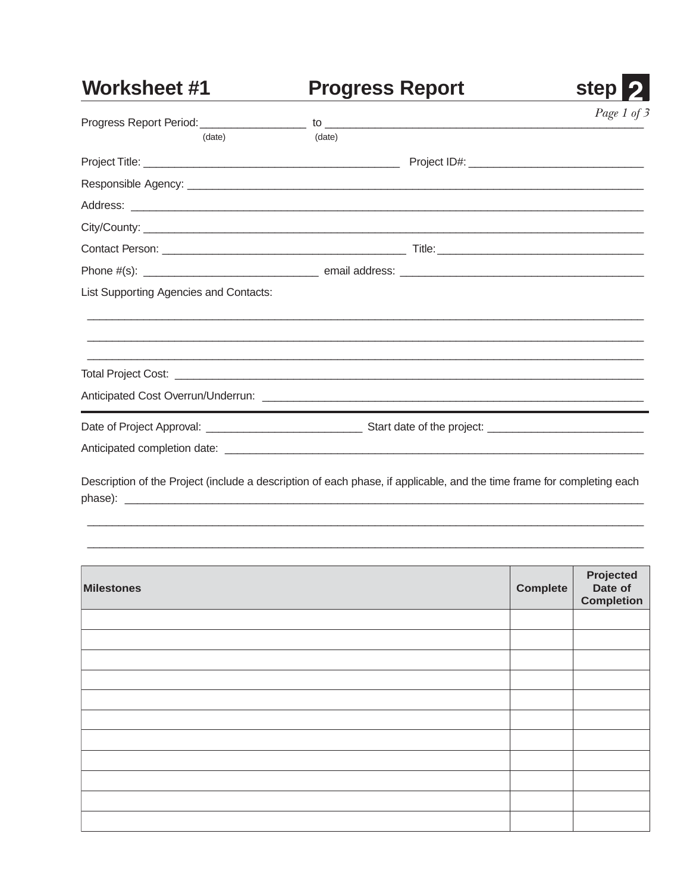# Worksheet #1 — Progress Report — step 2

*Page 1 of 3*

Progress Report Period: ____________________ to ____________________
(date) (date)

Project Title: ______________________________ Project ID#: ______________________________

Responsible Agency: ____________________________________________________________

Address: ____________________________________________________________

City/County: ____________________________________________________________

Contact Person: ______________________________ Title: ______________________________

Phone #(s): ______________________________ email address: ______________________________

List Supporting Agencies and Contacts:

____________________________________________________________

____________________________________________________________

____________________________________________________________

Total Project Cost: ____________________________________________________________

Anticipated Cost Overrun/Underrun: ____________________________________________________________

---

Date of Project Approval: ______________________________ Start date of the project: ______________________________

Anticipated completion date: ____________________________________________________________

Description of the Project (include a description of each phase, if applicable, and the time frame for completing each phase): ____________________________________________________________

____________________________________________________________

____________________________________________________________

| Milestones | Complete | Projected Date of Completion |
|---|---|---|
| | | |
| | | |
| | | |
| | | |
| | | |
| | | |
| | | |
| | | |
| | | |
| | | |
| | | |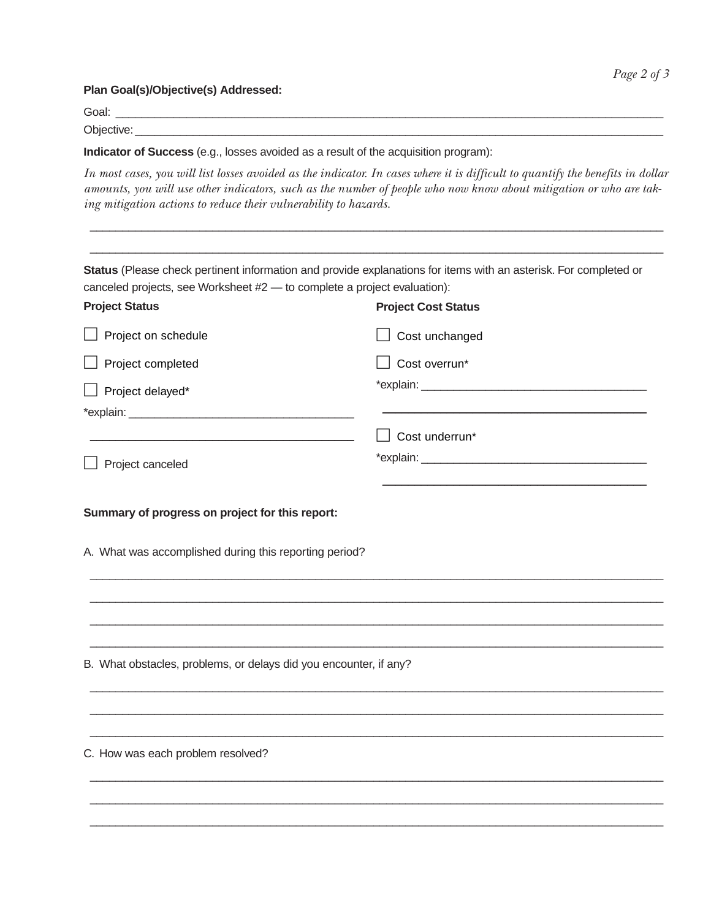**Plan Goal(s)/Objective(s) Addressed:**

Goal: ___________________________________________________________________________

Objective: ________________________________________________________________________

**Indicator of Success** (e.g., losses avoided as a result of the acquisition program):

*In most cases, you will list losses avoided as the indicator. In cases where it is difficult to quantify the benefits in dollar amounts, you will use other indicators, such as the number of people who now know about mitigation or who are taking mitigation actions to reduce their vulnerability to hazards.*

___________________________________________________________________________

___________________________________________________________________________

**Status** (Please check pertinent information and provide explanations for items with an asterisk. For completed or canceled projects, see Worksheet #2 — to complete a project evaluation):

**Project Status**

- ☐ Project on schedule
- ☐ Project completed
- ☐ Project delayed*

*explain: ___________________________________

___________________________________________

- ☐ Project canceled

**Project Cost Status**

- ☐ Cost unchanged
- ☐ Cost overrun*

*explain: ___________________________________

___________________________________________

- ☐ Cost underrun*

*explain: ___________________________________

___________________________________________

**Summary of progress on project for this report:**

A. What was accomplished during this reporting period?

___________________________________________________________________________

___________________________________________________________________________

___________________________________________________________________________

___________________________________________________________________________

B. What obstacles, problems, or delays did you encounter, if any?

___________________________________________________________________________

___________________________________________________________________________

___________________________________________________________________________

C. How was each problem resolved?

___________________________________________________________________________

___________________________________________________________________________

___________________________________________________________________________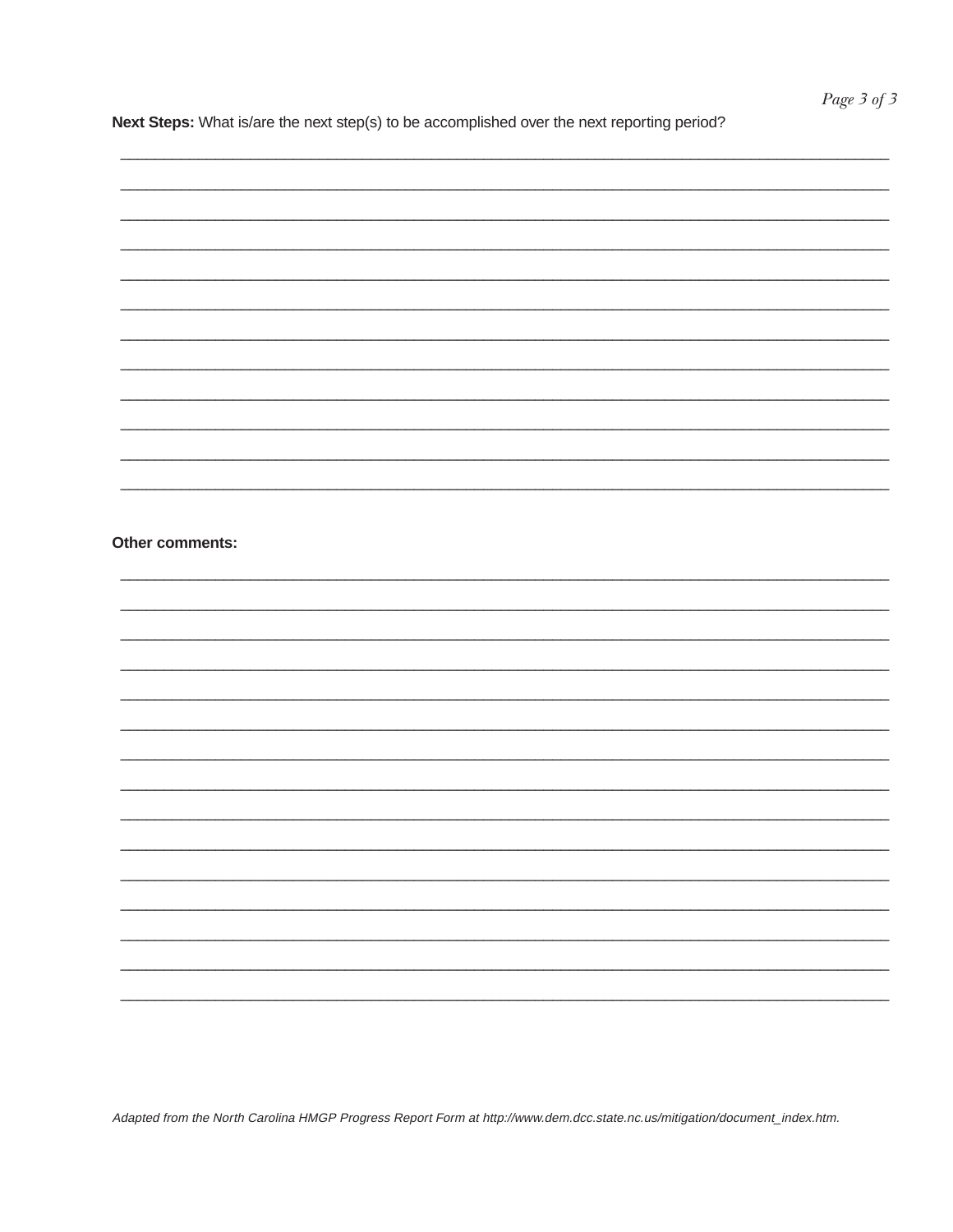**Next Steps:** What is/are the next step(s) to be accomplished over the next reporting period?

___________________________________________________________________________________________

___________________________________________________________________________________________

___________________________________________________________________________________________

___________________________________________________________________________________________

___________________________________________________________________________________________

___________________________________________________________________________________________

___________________________________________________________________________________________

___________________________________________________________________________________________

___________________________________________________________________________________________

___________________________________________________________________________________________

___________________________________________________________________________________________

___________________________________________________________________________________________

**Other comments:**

___________________________________________________________________________________________

___________________________________________________________________________________________

___________________________________________________________________________________________

___________________________________________________________________________________________

___________________________________________________________________________________________

___________________________________________________________________________________________

___________________________________________________________________________________________

___________________________________________________________________________________________

___________________________________________________________________________________________

___________________________________________________________________________________________

___________________________________________________________________________________________

___________________________________________________________________________________________

___________________________________________________________________________________________

___________________________________________________________________________________________

___________________________________________________________________________________________

*Adapted from the North Carolina HMGP Progress Report Form at http://www.dem.dcc.state.nc.us/mitigation/document_index.htm.*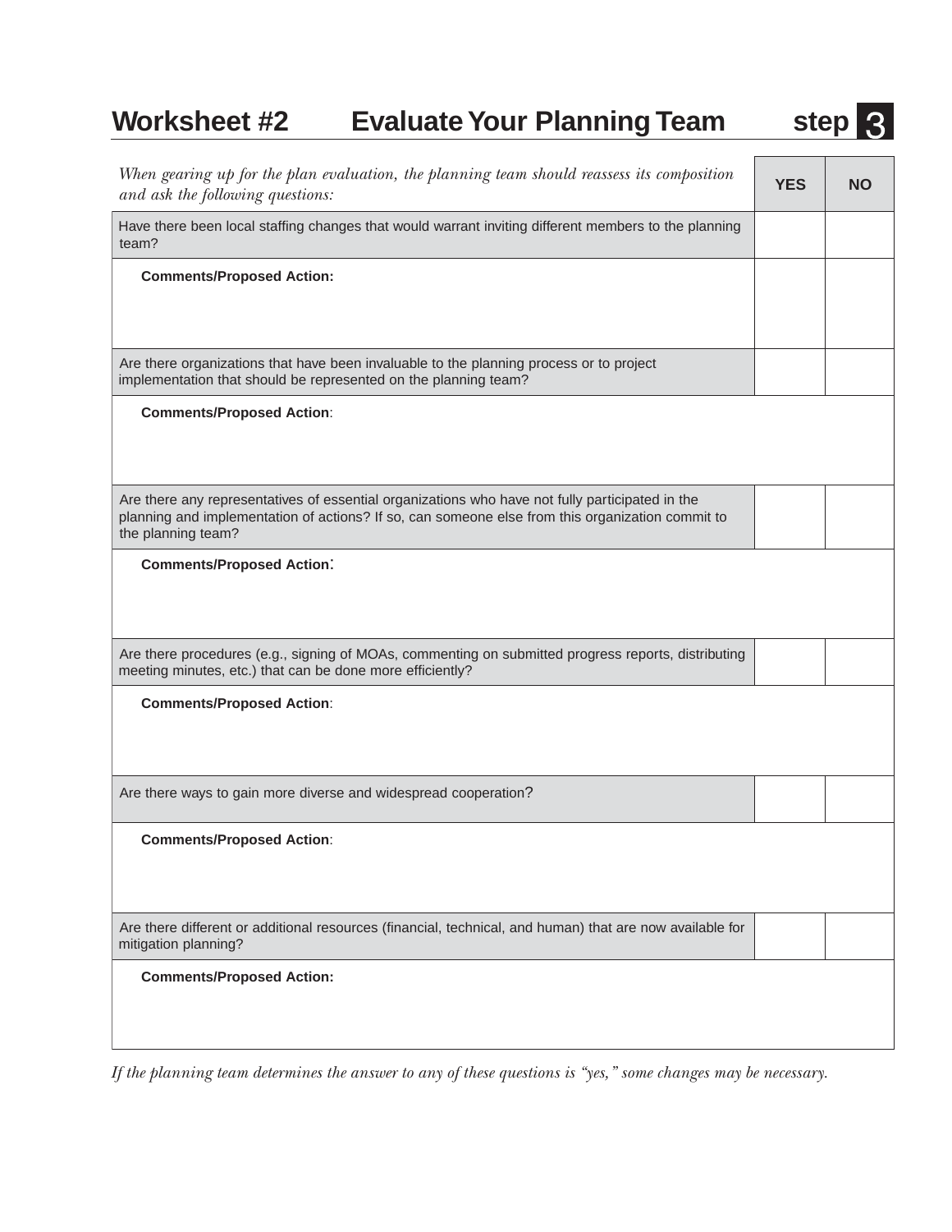# Worksheet #2 Evaluate Your Planning Team step 3

| *When gearing up for the plan evaluation, the planning team should reassess its composition and ask the following questions:* | YES | NO |
|---|---|---|
| Have there been local staffing changes that would warrant inviting different members to the planning team? | | |
| **Comments/Proposed Action:** | | |
| Are there organizations that have been invaluable to the planning process or to project implementation that should be represented on the planning team? | | |
| **Comments/Proposed Action**: | | |
| Are there any representatives of essential organizations who have not fully participated in the planning and implementation of actions? If so, can someone else from this organization commit to the planning team? | | |
| **Comments/Proposed Action**: | | |
| Are there procedures (e.g., signing of MOAs, commenting on submitted progress reports, distributing meeting minutes, etc.) that can be done more efficiently? | | |
| **Comments/Proposed Action**: | | |
| Are there ways to gain more diverse and widespread cooperation? | | |
| **Comments/Proposed Action**: | | |
| Are there different or additional resources (financial, technical, and human) that are now available for mitigation planning? | | |
| **Comments/Proposed Action:** | | |

*If the planning team determines the answer to any of these questions is "yes," some changes may be necessary.*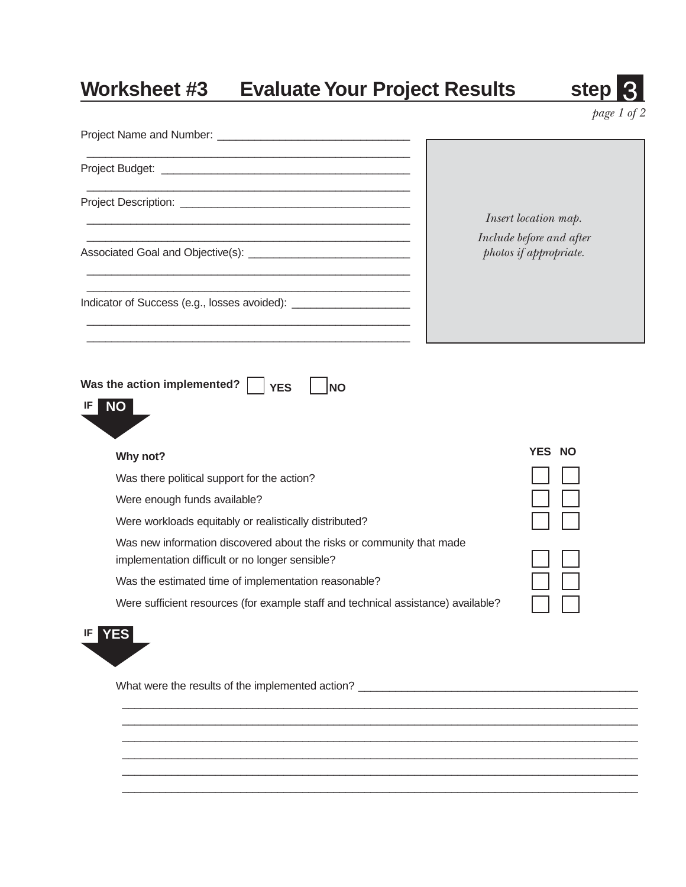# Worksheet #3 Evaluate Your Project Results step 3

*page 1 of 2*

Project Name and Number: ________________________________

________________________________________________________

Project Budget: __________________________________________

________________________________________________________

Project Description: ______________________________________

________________________________________________________

________________________________________________________

Associated Goal and Objective(s): ___________________________

________________________________________________________

________________________________________________________

Indicator of Success (e.g., losses avoided): ___________________

________________________________________________________

________________________________________________________

*Insert location map.*

*Include before and after photos if appropriate.*

**Was the action implemented?** ☐ **YES** ☐ **NO**

IF **NO**

| **Why not?** | **YES** | **NO** |
|---|---|---|
| Was there political support for the action? | ☐ | ☐ |
| Were enough funds available? | ☐ | ☐ |
| Were workloads equitably or realistically distributed? | ☐ | ☐ |
| Was new information discovered about the risks or community that made implementation difficult or no longer sensible? | ☐ | ☐ |
| Was the estimated time of implementation reasonable? | ☐ | ☐ |
| Were sufficient resources (for example staff and technical assistance) available? | ☐ | ☐ |

IF **YES**

What were the results of the implemented action? ______________________________________________

______________________________________________________________________________________

______________________________________________________________________________________

______________________________________________________________________________________

______________________________________________________________________________________

______________________________________________________________________________________

______________________________________________________________________________________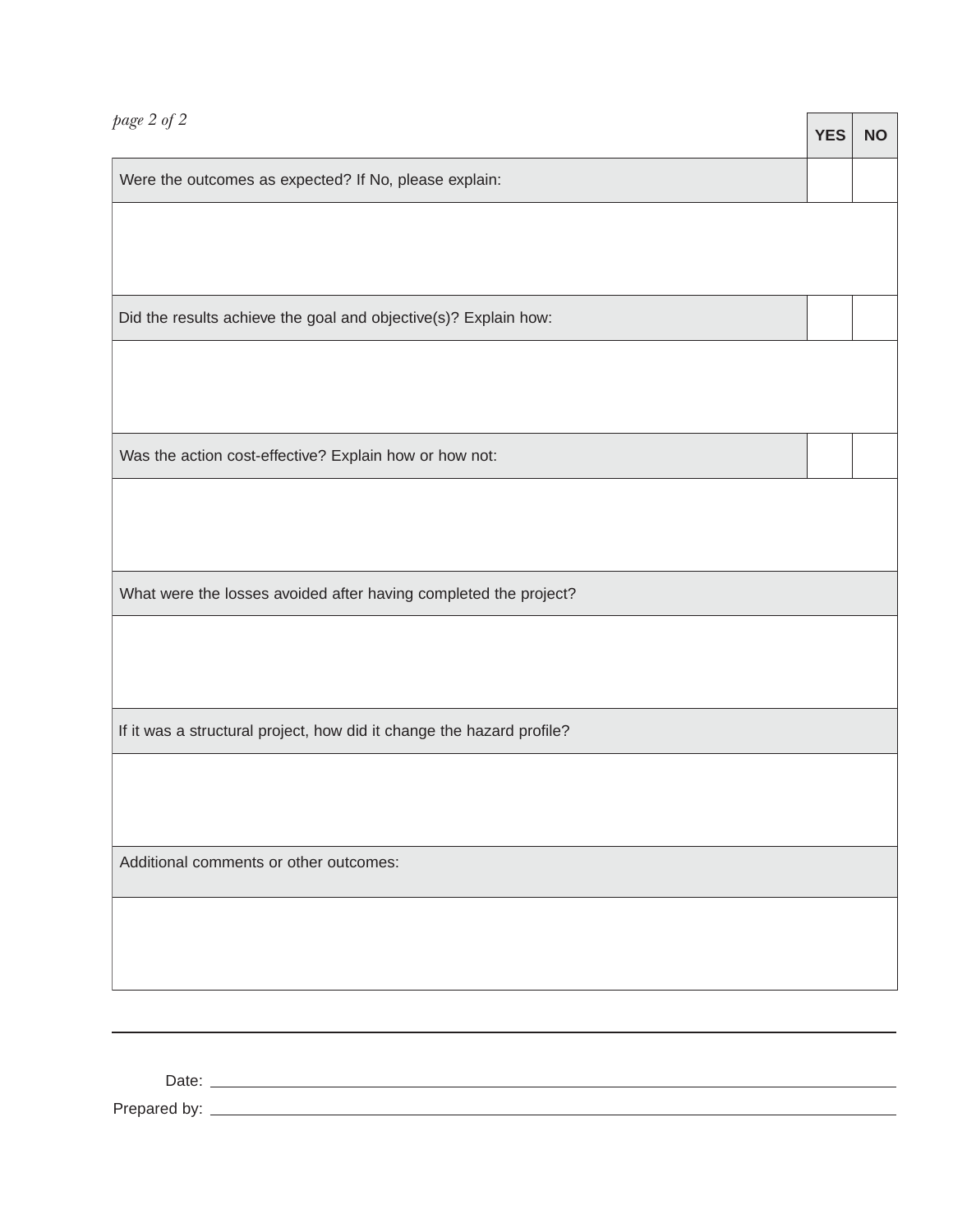| | YES | NO |
|---|---|---|
| Were the outcomes as expected? If No, please explain: | | |
| | | |
| Did the results achieve the goal and objective(s)? Explain how: | | |
| | | |
| Was the action cost-effective? Explain how or how not: | | |
| | | |
| What were the losses avoided after having completed the project? | | |
| | | |
| If it was a structural project, how did it change the hazard profile? | | |
| | | |
| Additional comments or other outcomes: | | |
| | | |

---

Date: ____________________

Prepared by: ____________________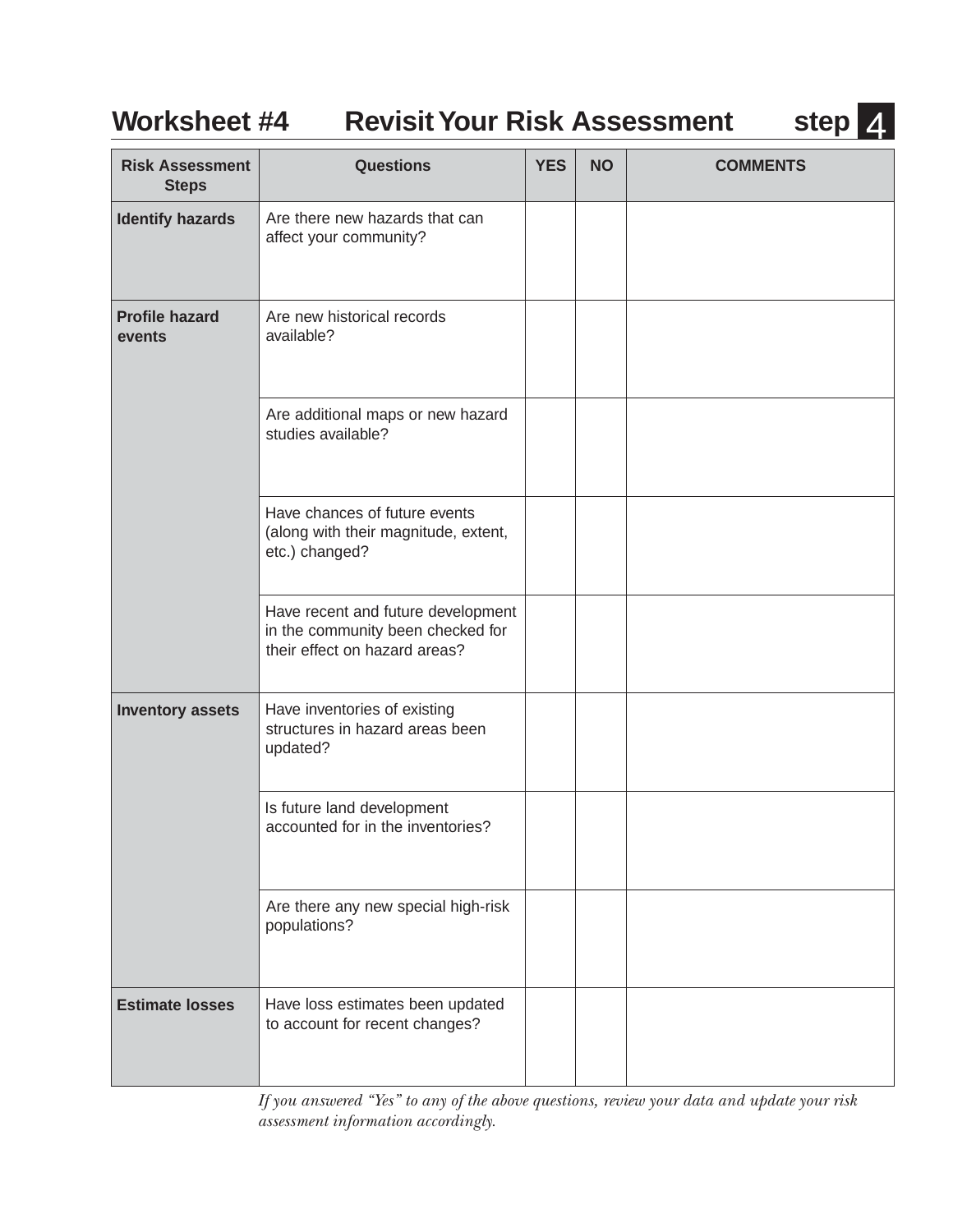# Worksheet #4 Revisit Your Risk Assessment step 4

| Risk Assessment Steps | Questions | YES | NO | COMMENTS |
| --- | --- | --- | --- | --- |
| **Identify hazards** | Are there new hazards that can affect your community? | | | |
| **Profile hazard events** | Are new historical records available? | | | |
| | Are additional maps or new hazard studies available? | | | |
| | Have chances of future events (along with their magnitude, extent, etc.) changed? | | | |
| | Have recent and future development in the community been checked for their effect on hazard areas? | | | |
| **Inventory assets** | Have inventories of existing structures in hazard areas been updated? | | | |
| | Is future land development accounted for in the inventories? | | | |
| | Are there any new special high-risk populations? | | | |
| **Estimate losses** | Have loss estimates been updated to account for recent changes? | | | |

*If you answered "Yes" to any of the above questions, review your data and update your risk assessment information accordingly.*